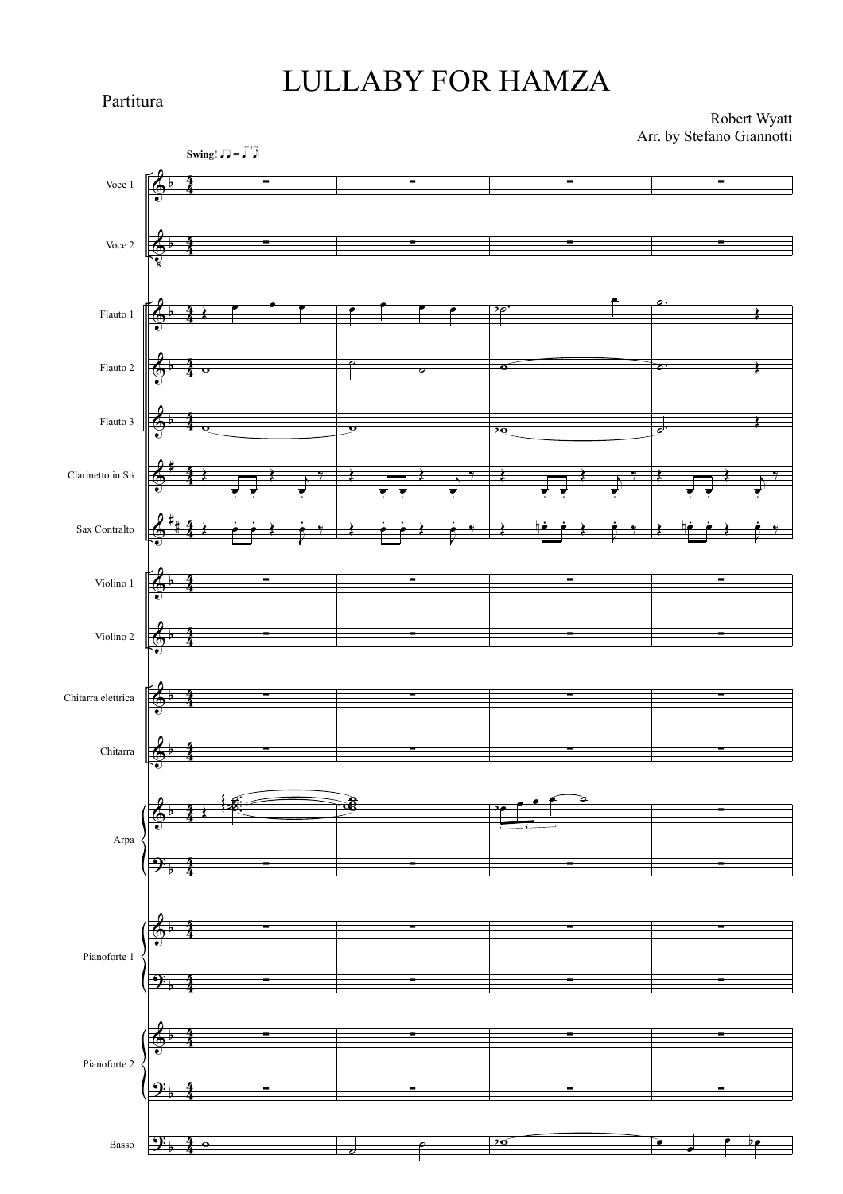# LULLABY FOR HAMZA

Partitura

Robert Wyatt
Arr. by Stefano Giannotti

**Swing!**

Voce 1

Voce 2

Flauto 1

Flauto 2

Flauto 3

Clarinetto in Si♭

Sax Contralto

Violino 1

Violino 2

Chitarra elettrica

Chitarra

Arpa

Pianoforte 1

Pianoforte 2

Basso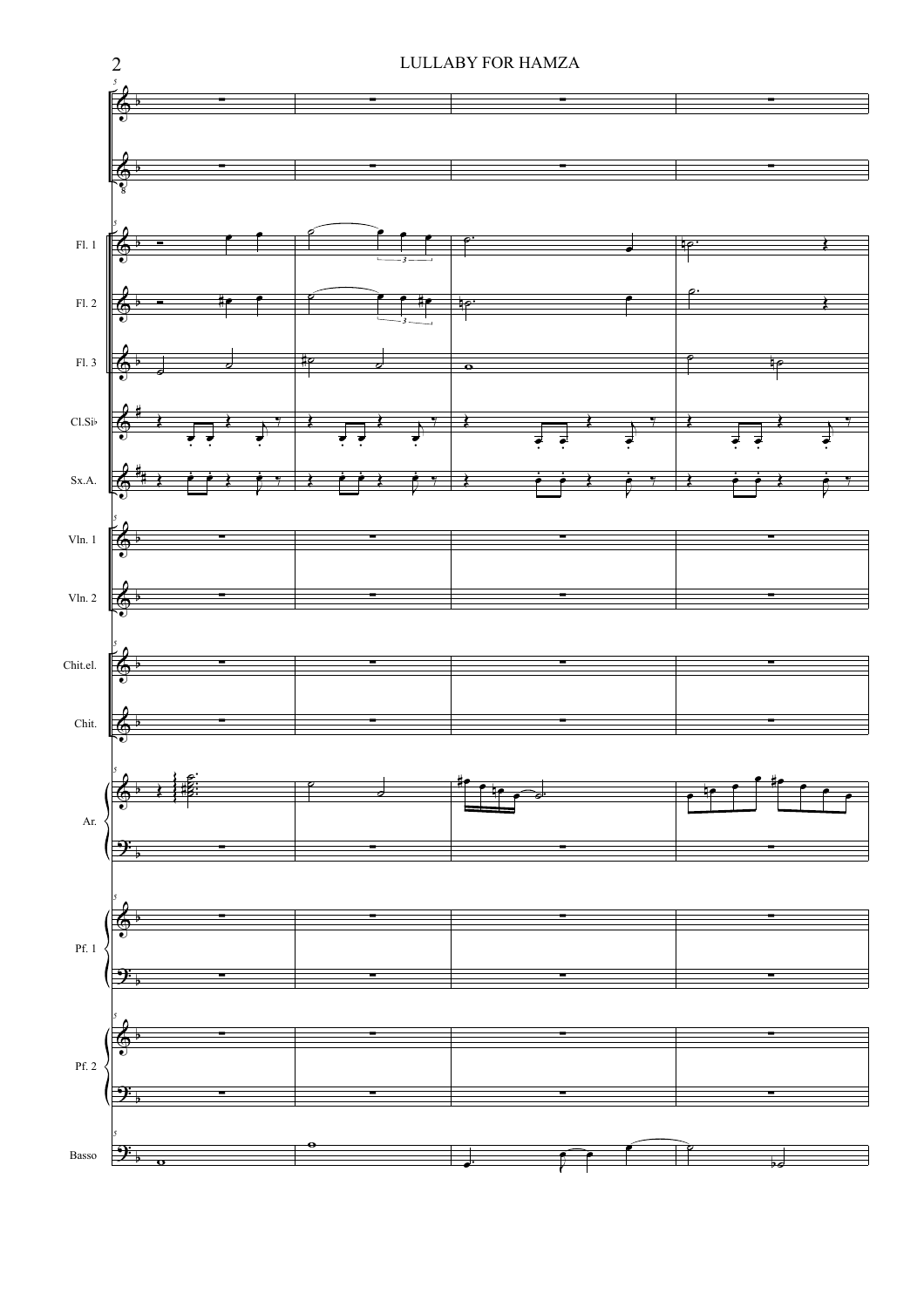Fl. 1

Fl. 2

Fl. 3

Cl.Si♭

Sx.A.

Vln. 1

Vln. 2

Chit.el.

Chit.

Ar.

Pf. 1

Pf. 2

Basso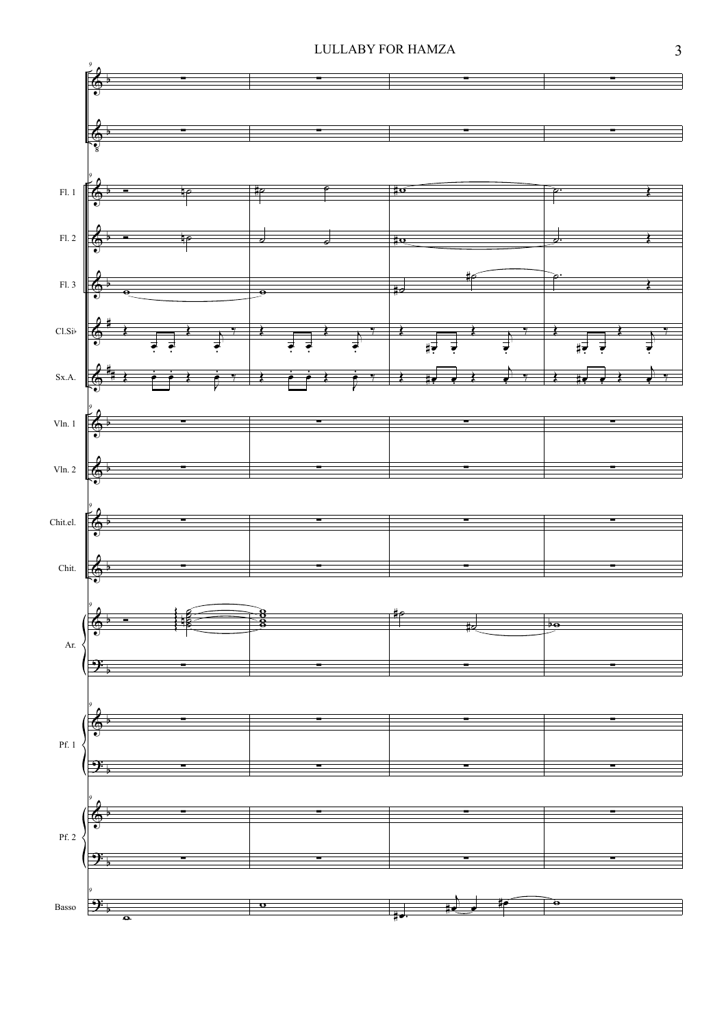Fl. 1

Fl. 2

Fl. 3

Cl.Si♭

Sx.A.

Vln. 1

Vln. 2

Chit.el.

Chit.

Ar.

Pf. 1

Pf. 2

Basso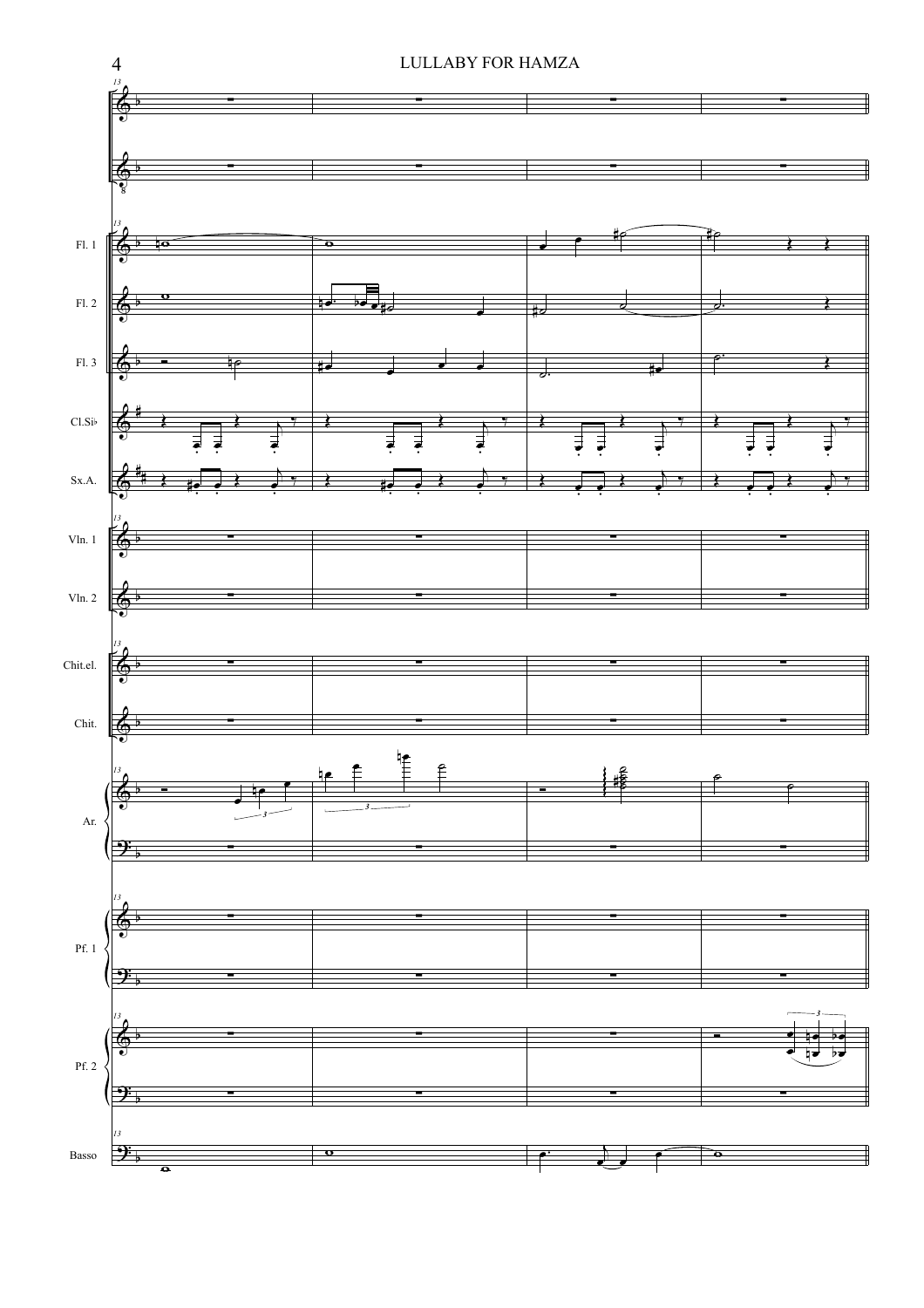Fl. 1

Fl. 2

Fl. 3

Cl.Si♭

Sx.A.

Vln. 1

Vln. 2

Chit.el.

Chit.

Ar.

Pf. 1

Pf. 2

Basso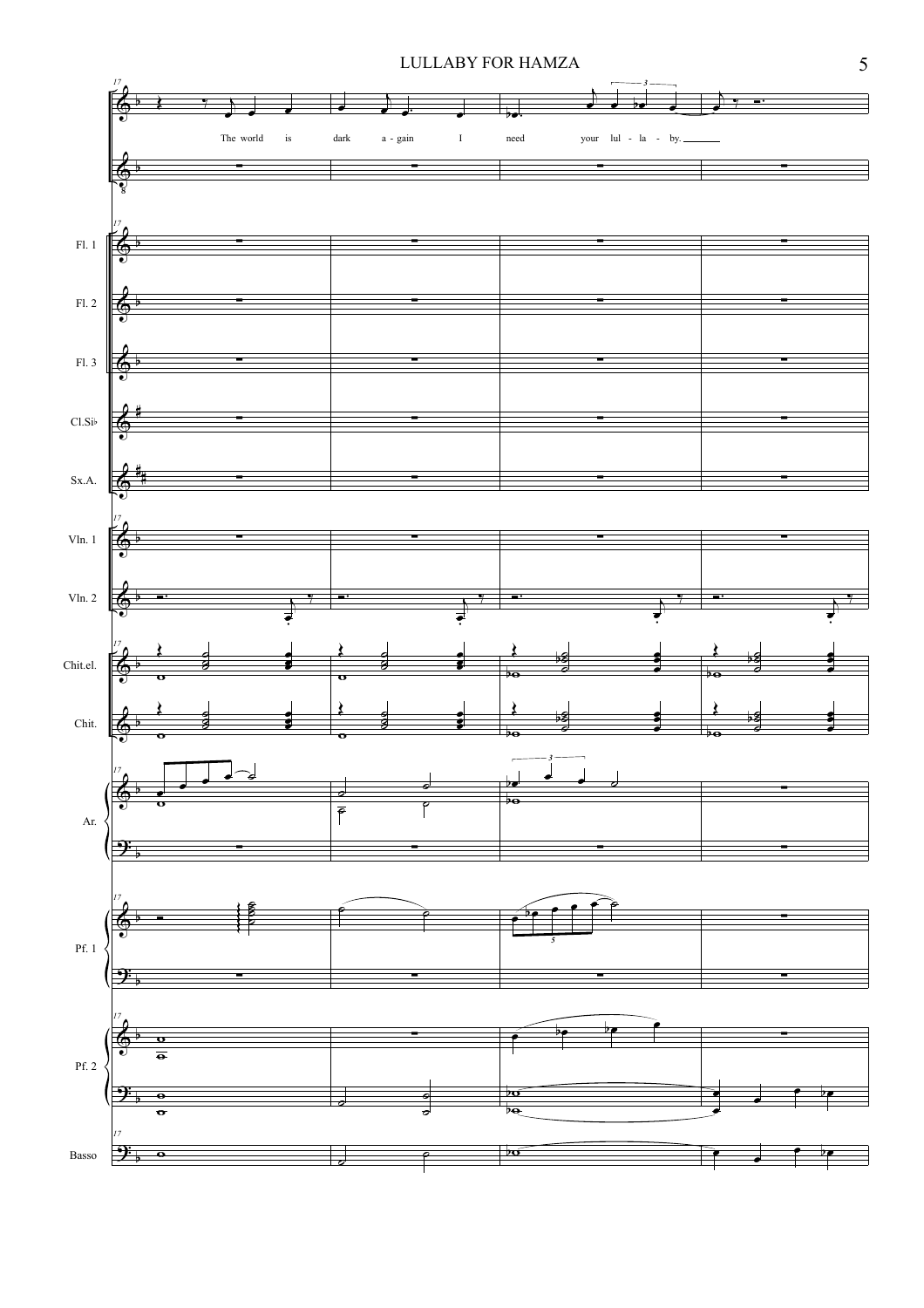The world is dark a - gain I need your lul - la - by.

Fl. 1

Fl. 2

Fl. 3

Cl.Si♭

Sx.A.

Vln. 1

Vln. 2

Chit.el.

Chit.

Ar.

Pf. 1

Pf. 2

Basso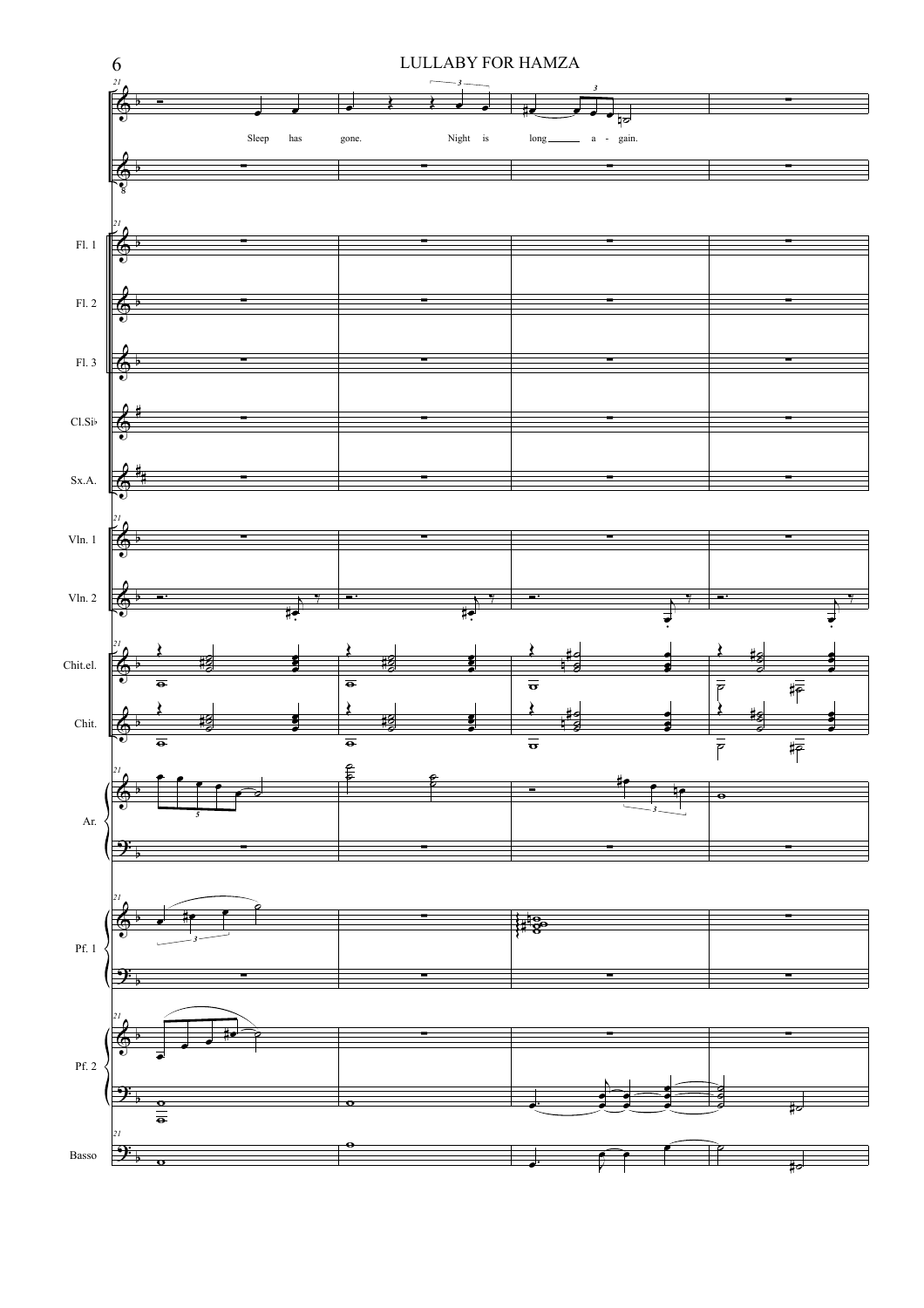Sleep has gone. Night is long a - gain.

Fl. 1

Fl. 2

Fl. 3

Cl.Si♭

Sx.A.

Vln. 1

Vln. 2

Chit.el.

Chit.

Ar.

Pf. 1

Pf. 2

Basso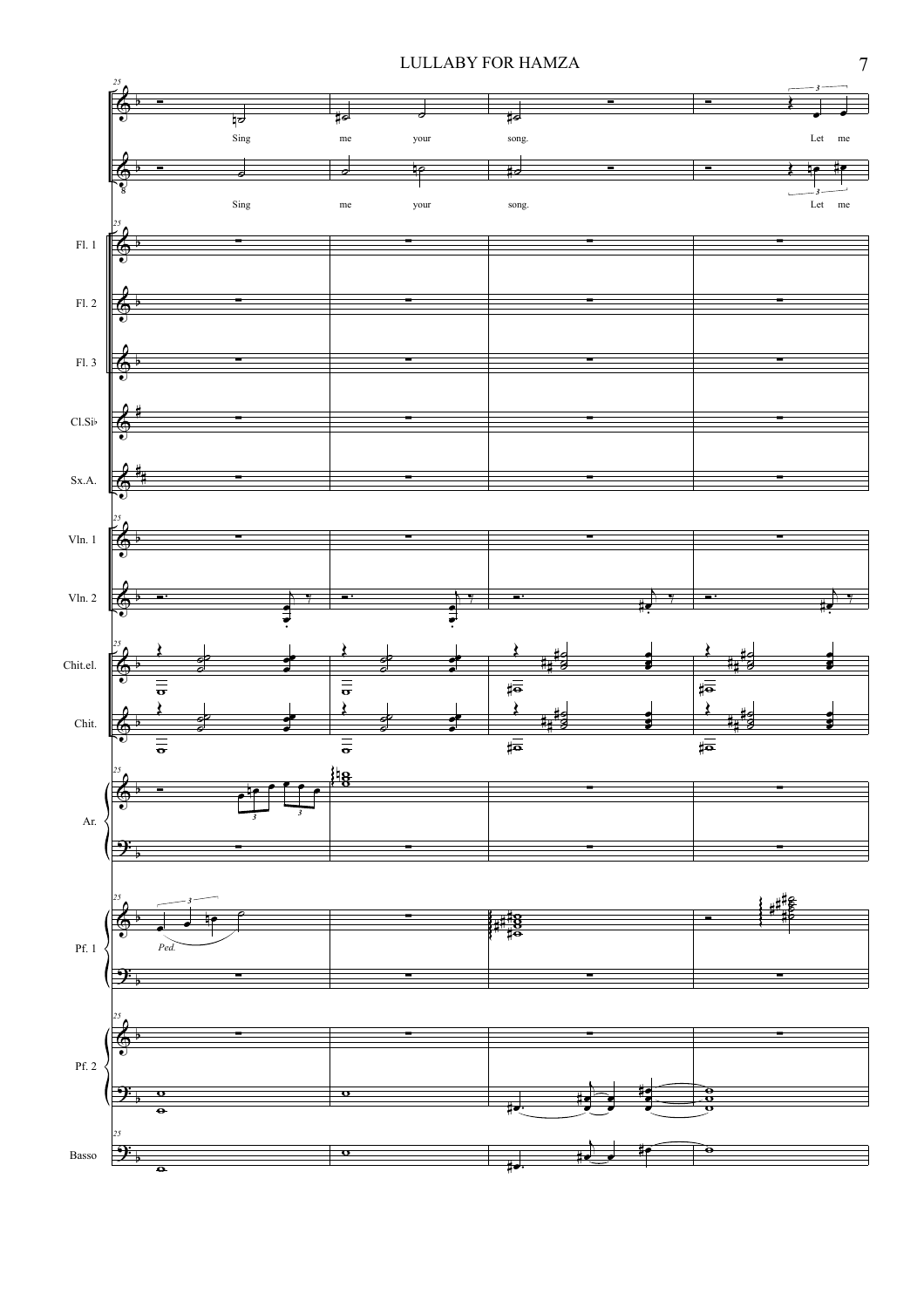Sing me your song. Let me

Sing me your song. Let me

Fl. 1

Fl. 2

Fl. 3

Cl.Si♭

Sx.A.

Vln. 1

Vln. 2

Chit.el.

Chit.

Ar.

Pf. 1

*Ped.*

Pf. 2

Basso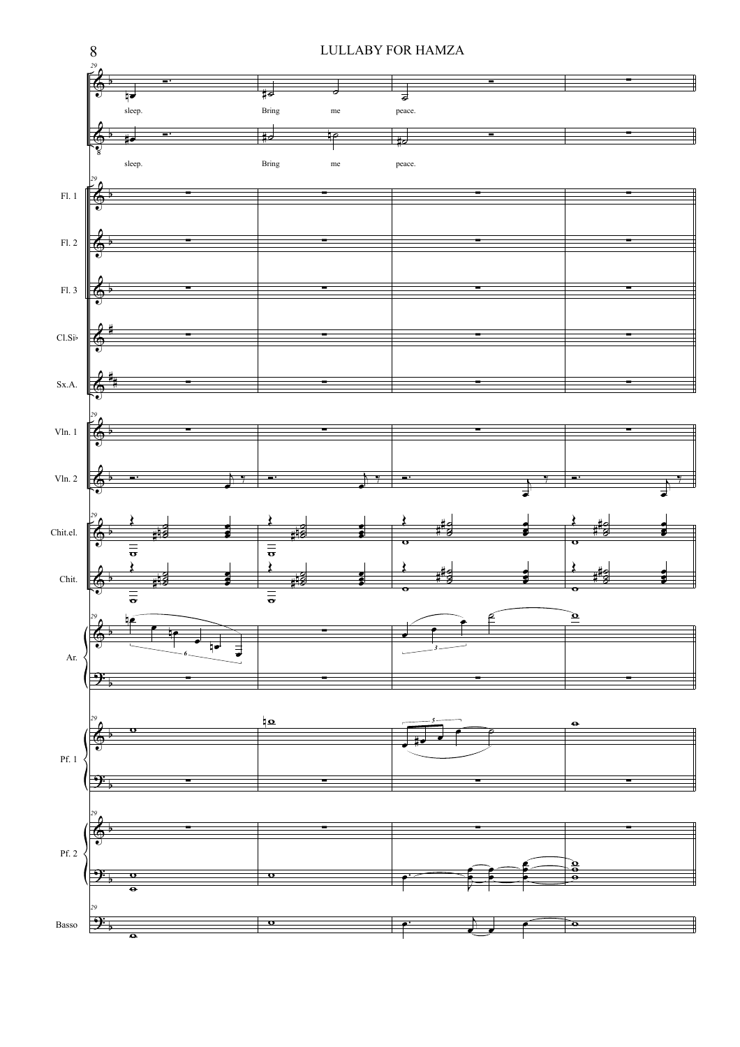sleep. Bring me peace.

sleep. Bring me peace.

Fl. 1

Fl. 2

Fl. 3

Cl.Si♭

Sx.A.

Vln. 1

Vln. 2

Chit.el.

Chit.

Ar.

Pf. 1

Pf. 2

Basso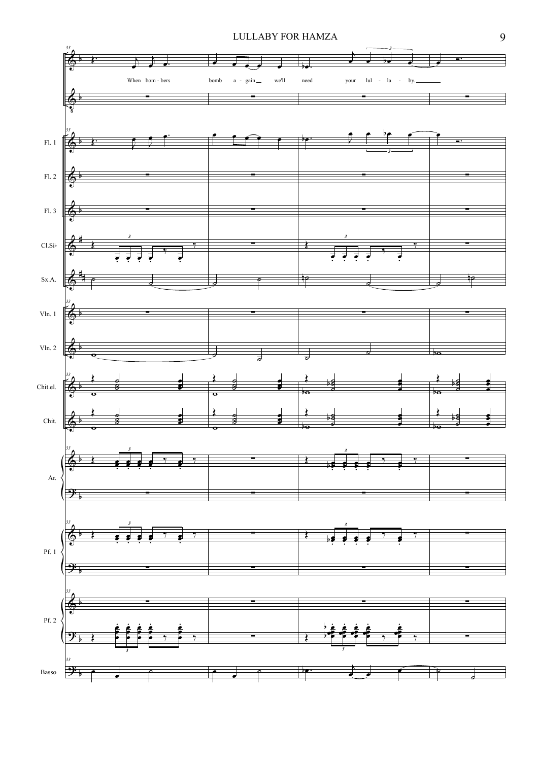When bom - bers bomb a - gain we'll need your lul - la - by.

Fl. 1

Fl. 2

Fl. 3

Cl.Si♭

Sx.A.

Vln. 1

Vln. 2

Chit.el.

Chit.

Ar.

Pf. 1

Pf. 2

Basso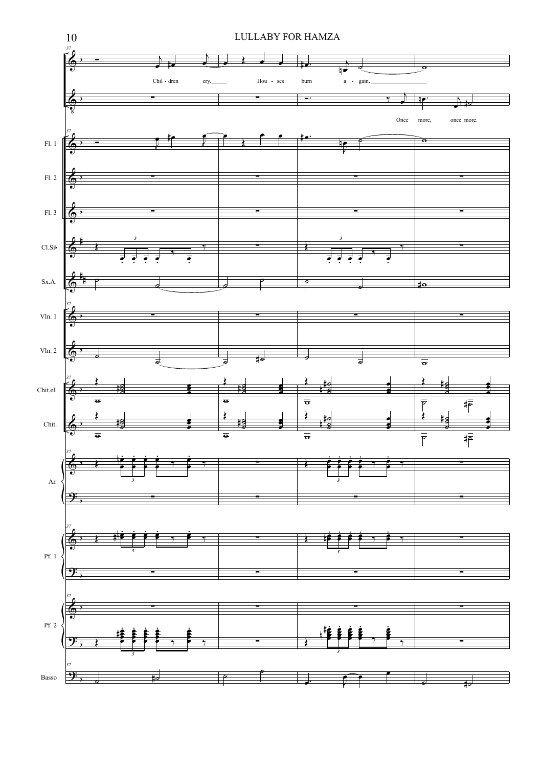Chil - dren cry. Hou - ses burn a - gain.

Once more, once more.

Fl. 1

Fl. 2

Fl. 3

Cl.Si♭

Sx.A.

Vln. 1

Vln. 2

Chit.el.

Chit.

Ar.

Pf. 1

Pf. 2

Basso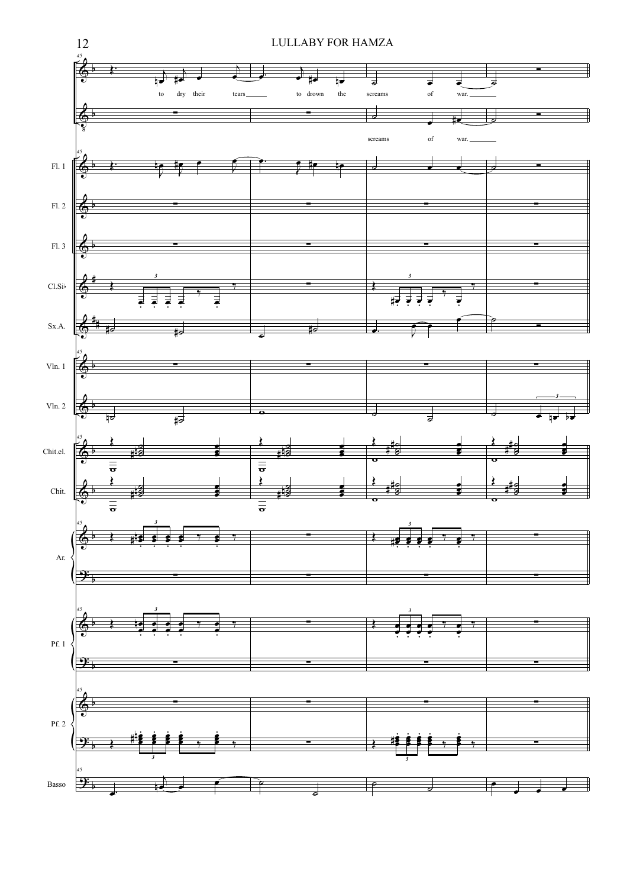to dry their tears to drown the screams of war.

screams of war.

Fl. 1

Fl. 2

Fl. 3

Cl.Si♭

Sx.A.

Vln. 1

Vln. 2

Chit.el.

Chit.

Ar.

Pf. 1

Pf. 2

Basso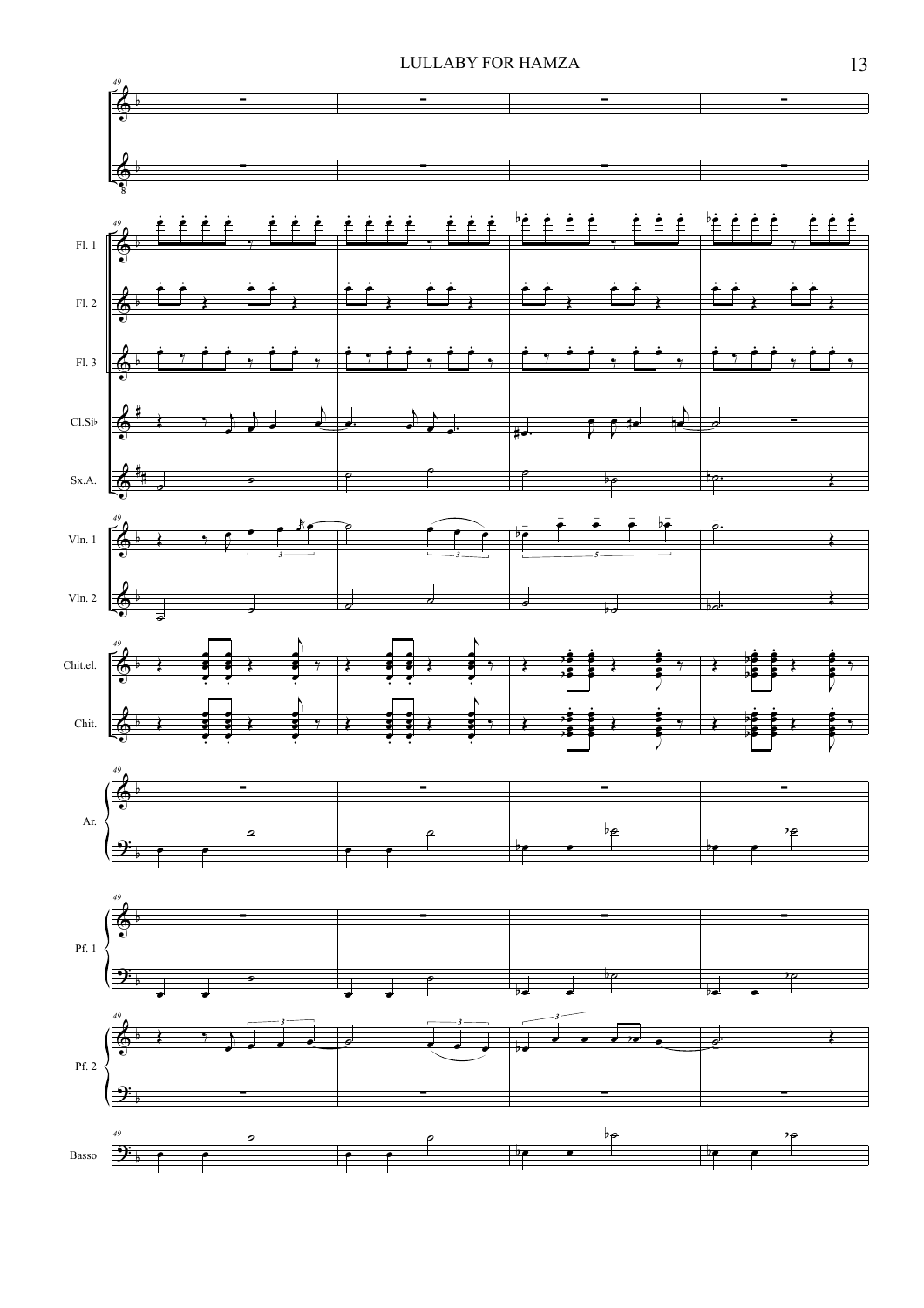Fl. 1

Fl. 2

Fl. 3

Cl.Si♭

Sx.A.

Vln. 1

Vln. 2

Chit.el.

Chit.

Ar.

Pf. 1

Pf. 2

Basso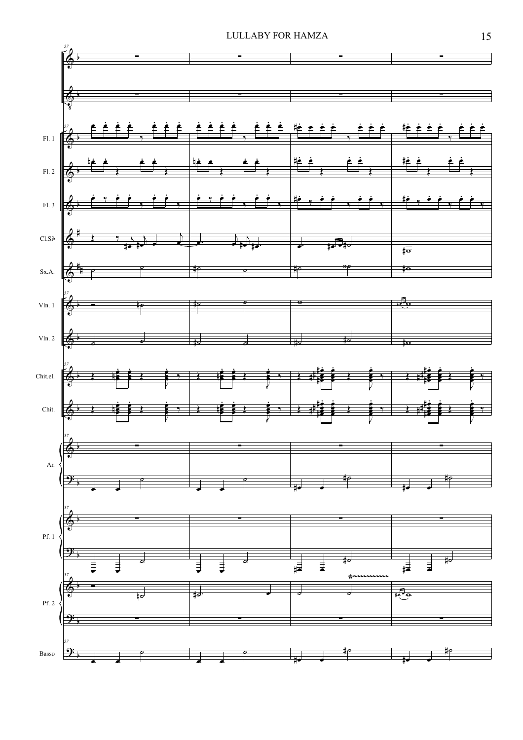Fl. 1

Fl. 2

Fl. 3

Cl.Si♭

Sx.A.

Vln. 1

Vln. 2

Chit.el.

Chit.

Ar.

Pf. 1

Pf. 2

Basso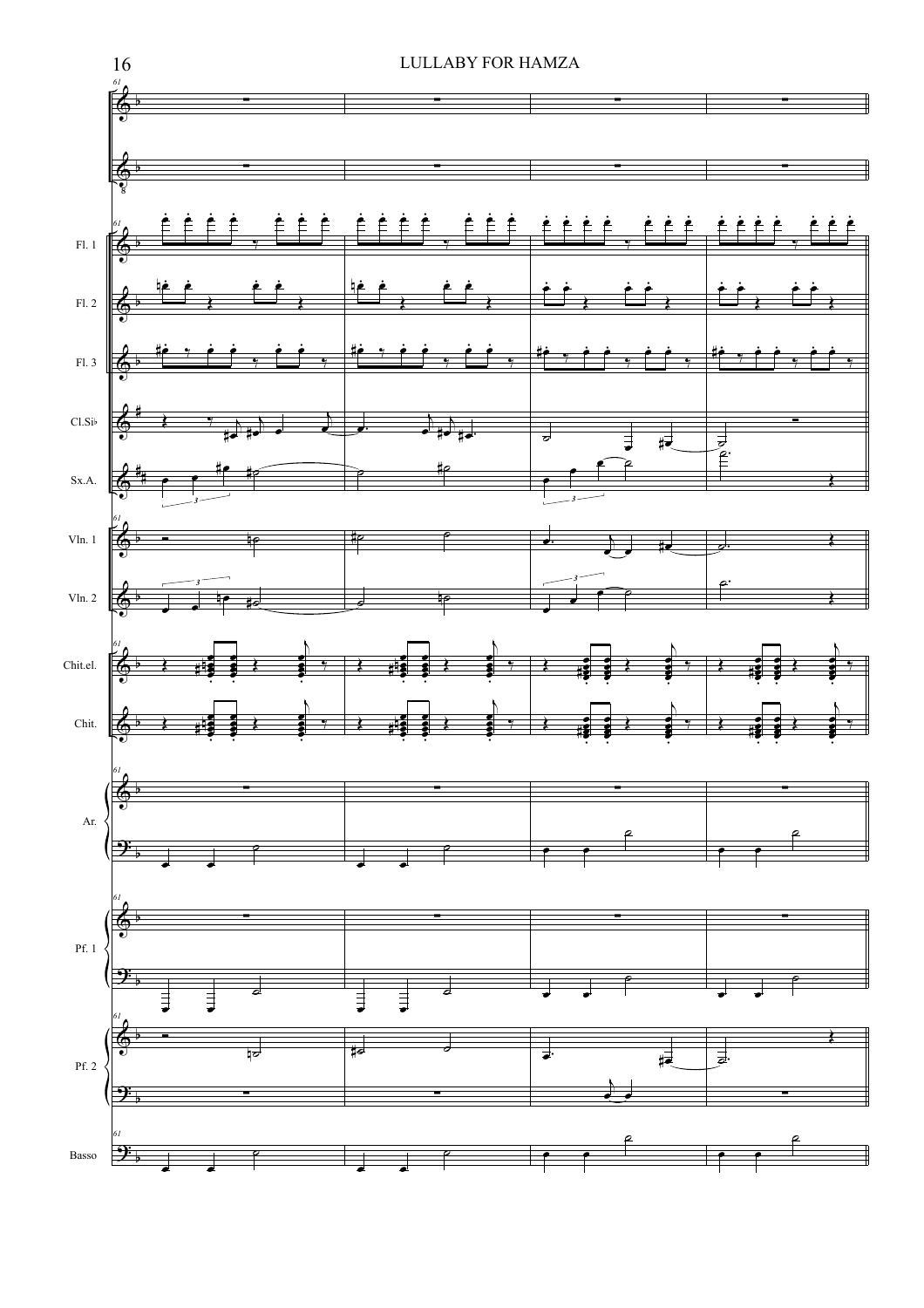Fl. 1

Fl. 2

Fl. 3

Cl.Si♭

Sx.A.

Vln. 1

Vln. 2

Chit.el.

Chit.

Ar.

Pf. 1

Pf. 2

Basso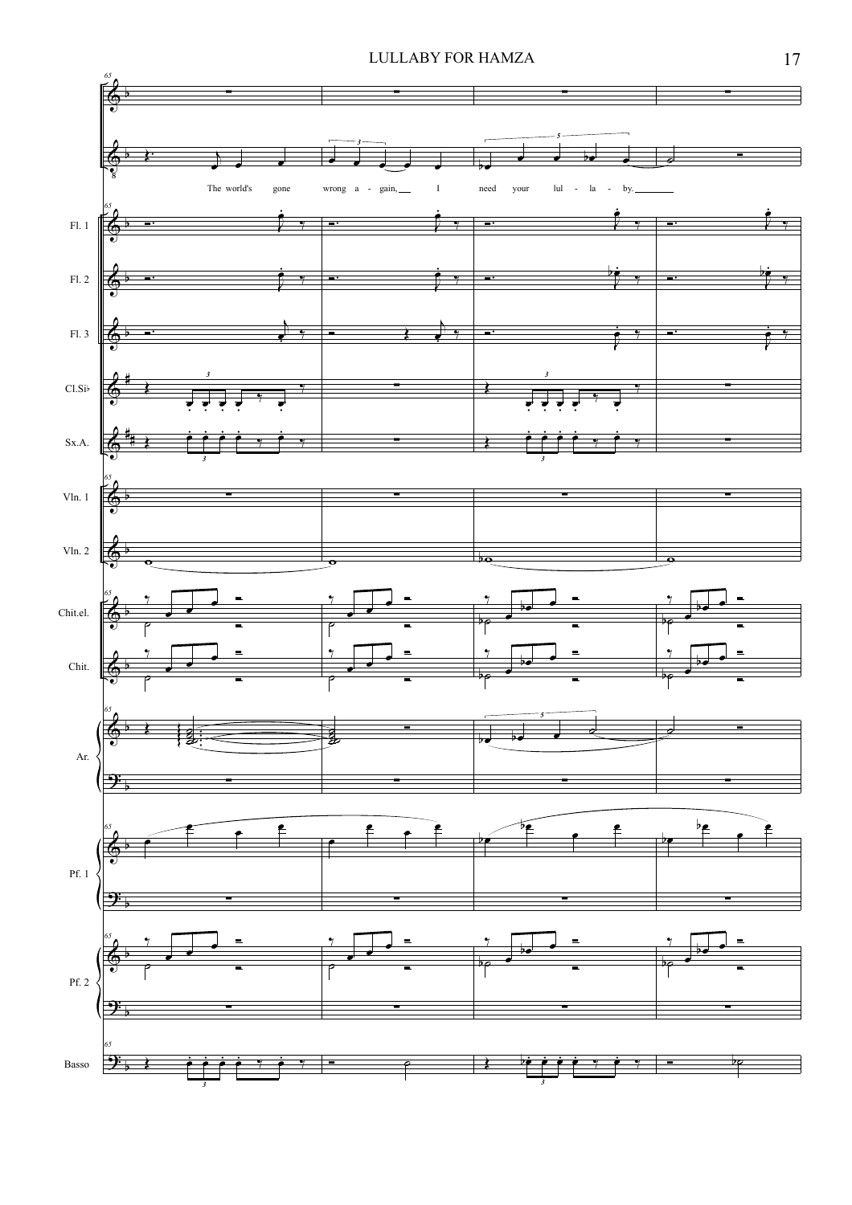The world's gone wrong a - gain, I need your lul - la - by.

Fl. 1

Fl. 2

Fl. 3

Cl.Si♭

Sx.A.

Vln. 1

Vln. 2

Chit.el.

Chit.

Ar.

Pf. 1

Pf. 2

Basso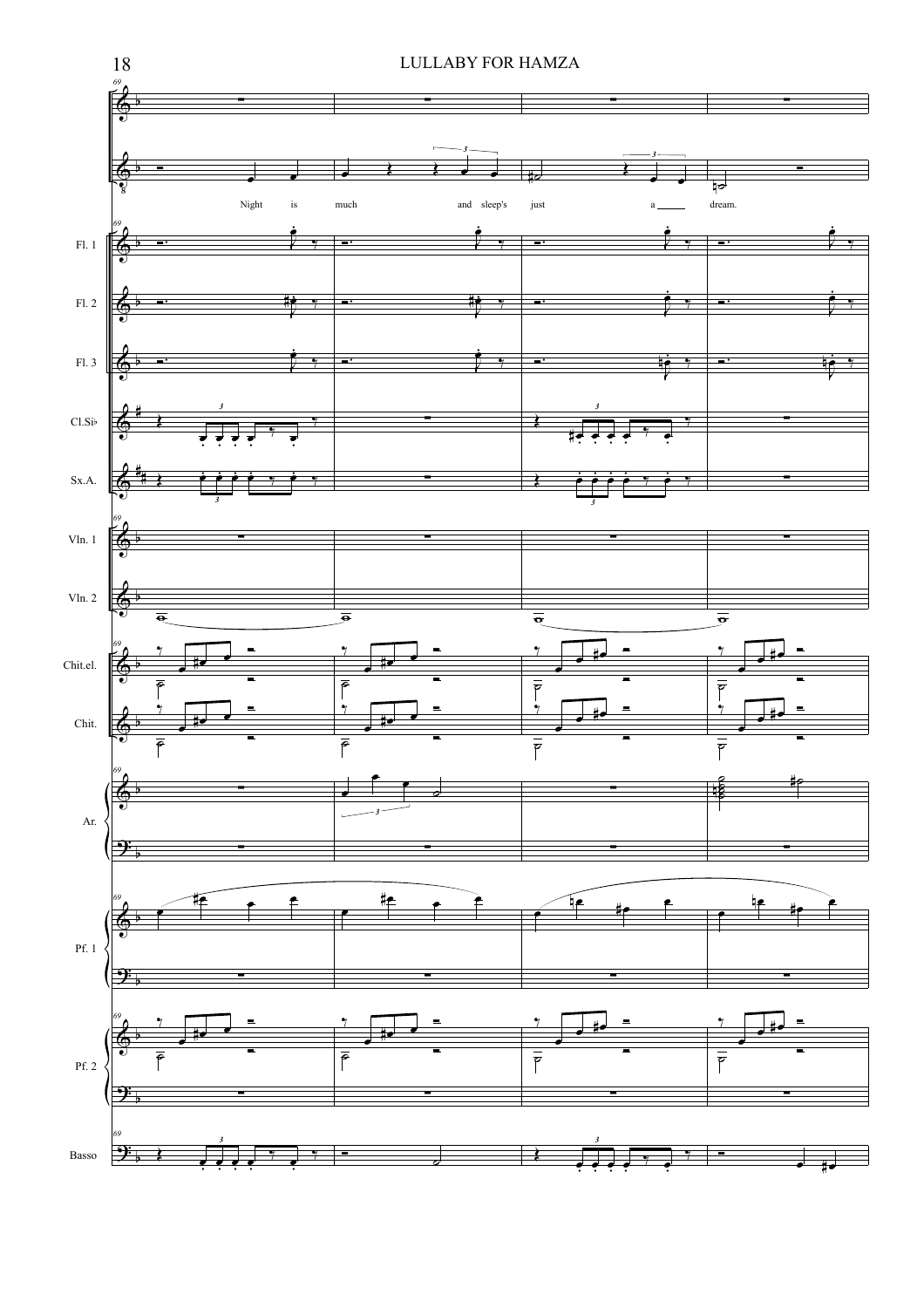Night is much and sleep's just a dream.

Fl. 1

Fl. 2

Fl. 3

Cl.Si♭

Sx.A.

Vln. 1

Vln. 2

Chit.el.

Chit.

Ar.

Pf. 1

Pf. 2

Basso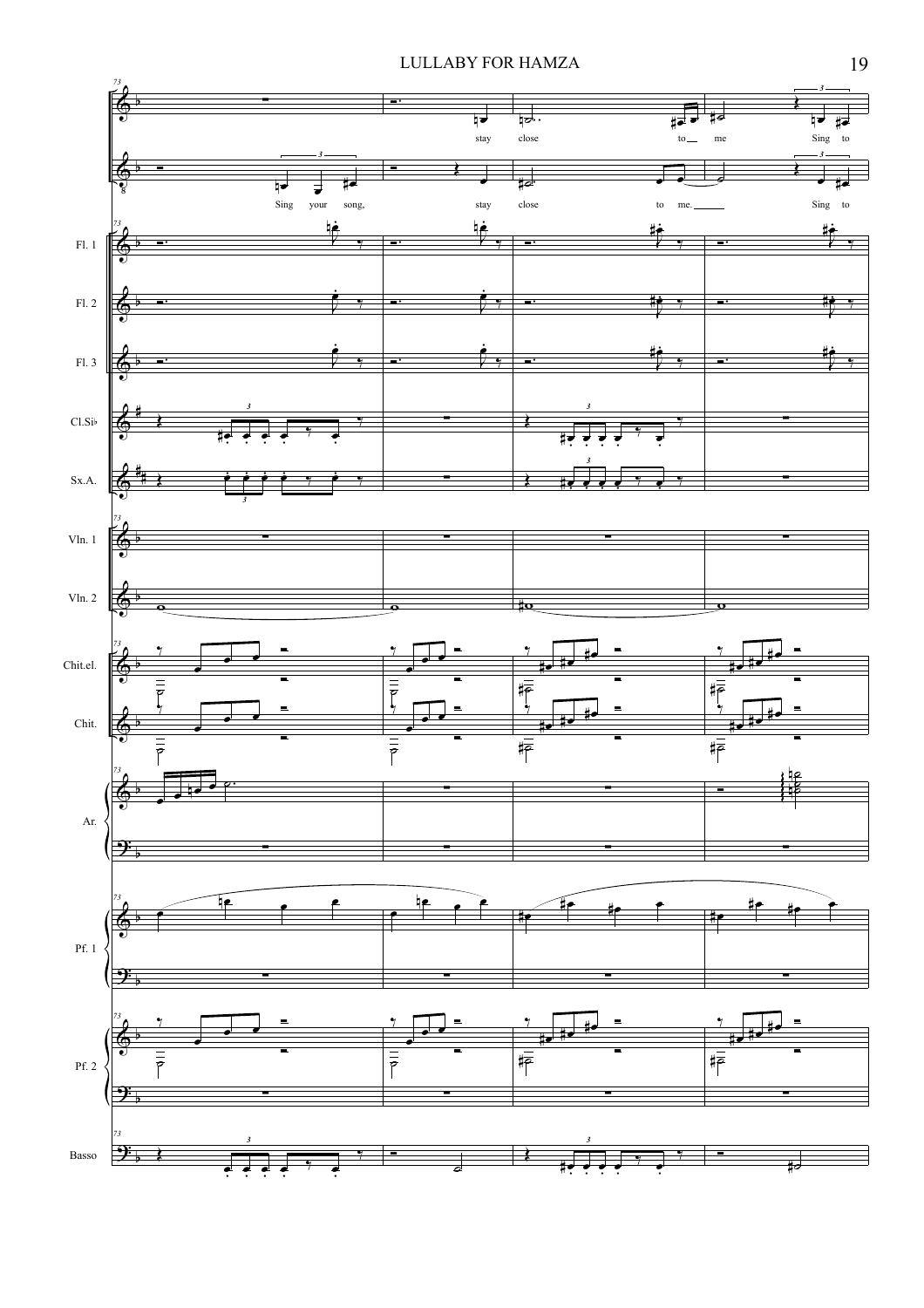Sing your song, stay close to me.

Sing to

stay close to me.

Sing to

Fl. 1

Fl. 2

Fl. 3

Cl.Si♭

Sx.A.

Vln. 1

Vln. 2

Chit.el.

Chit.

Ar.

Pf. 1

Pf. 2

Basso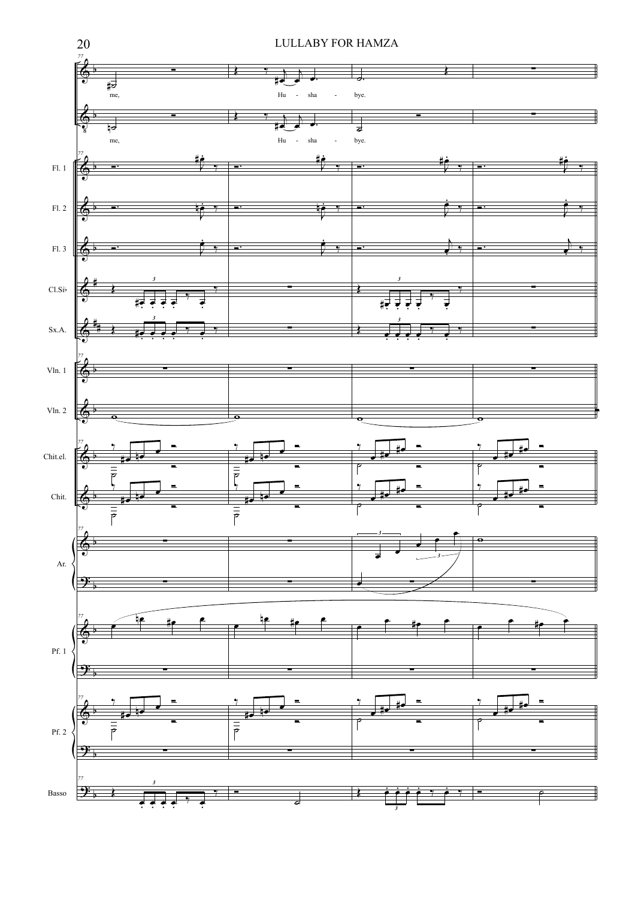77

me, Hu - sha - bye.

me, Hu - sha - bye.

Fl. 1

Fl. 2

Fl. 3

Cl.Si♭

Sx.A.

Vln. 1

Vln. 2

Chit.el.

Chit.

Ar.

Pf. 1

Pf. 2

Basso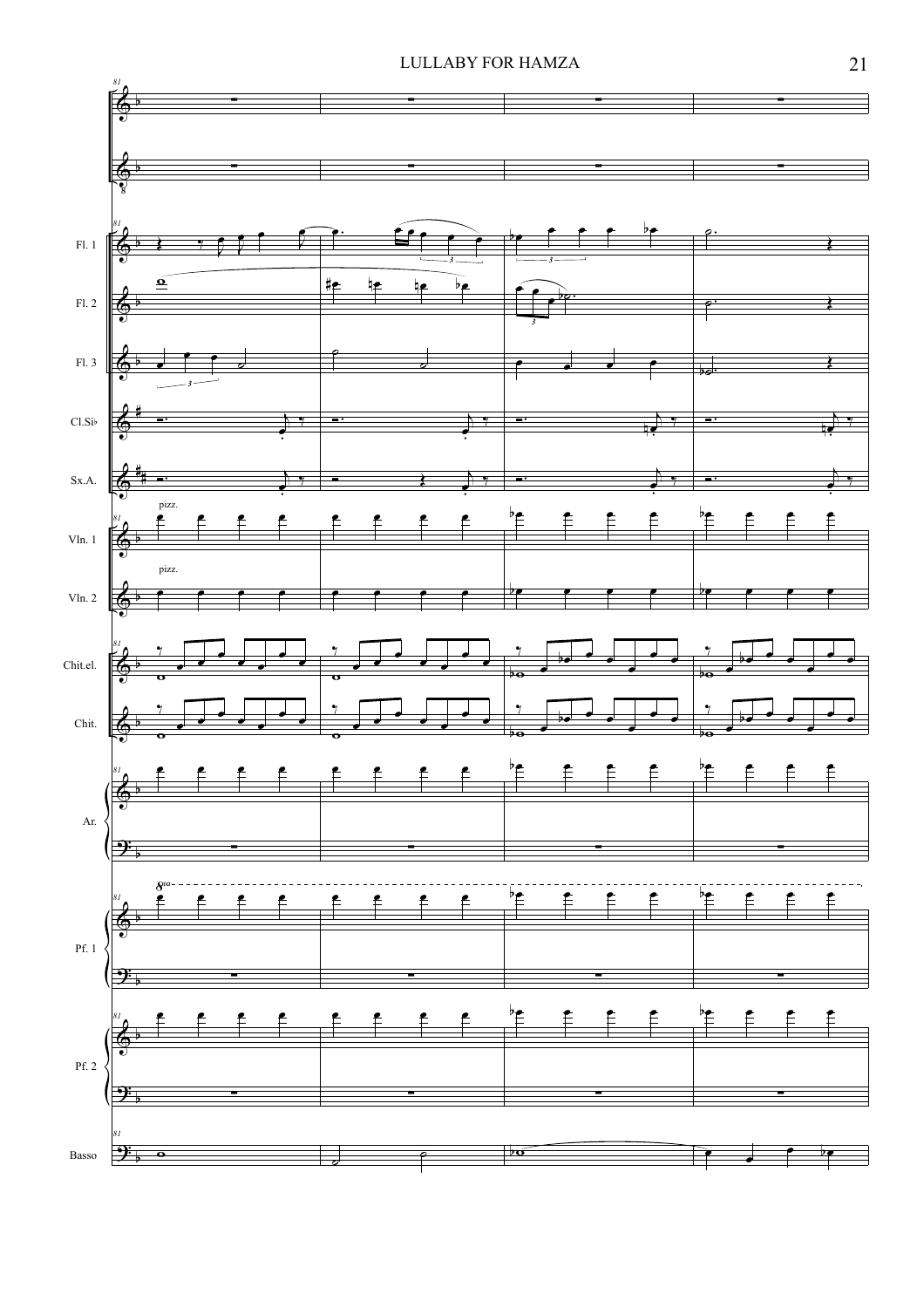Fl. 1

Fl. 2

Fl. 3

Cl.Si♭

Sx.A.

Vln. 1

pizz.

Vln. 2

pizz.

Chit.el.

Chit.

Ar.

Pf. 1

8va

Pf. 2

Basso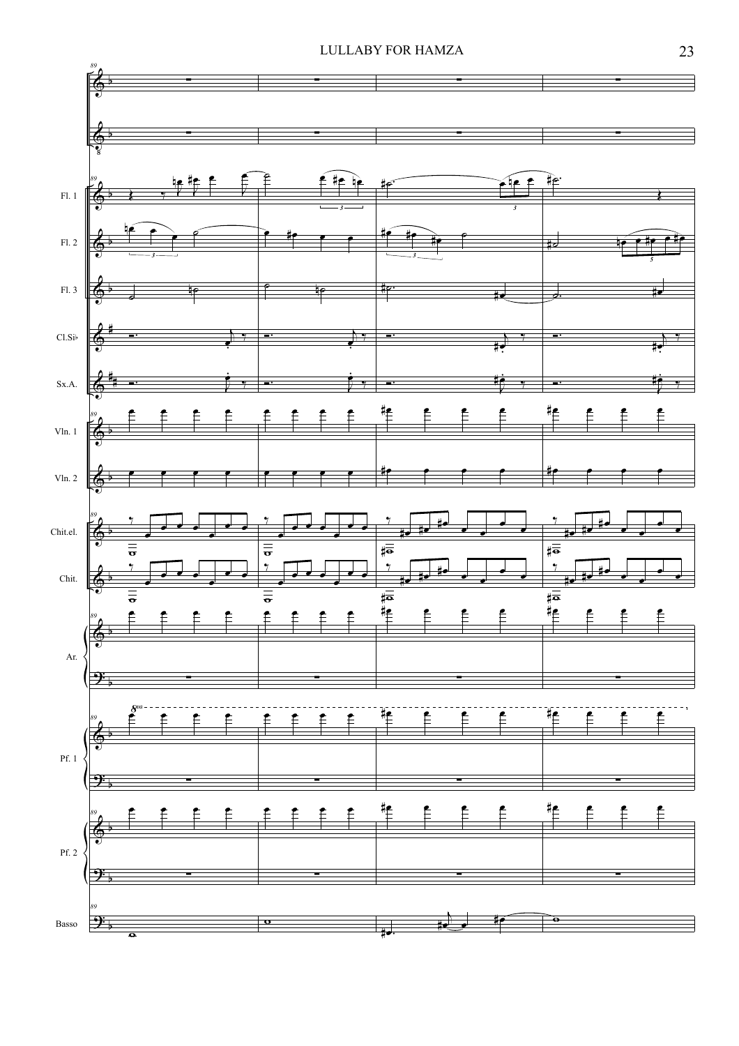Fl. 1

Fl. 2

Fl. 3

Cl.Si♭

Sx.A.

Vln. 1

Vln. 2

Chit.el.

Chit.

Ar.

Pf. 1

Pf. 2

Basso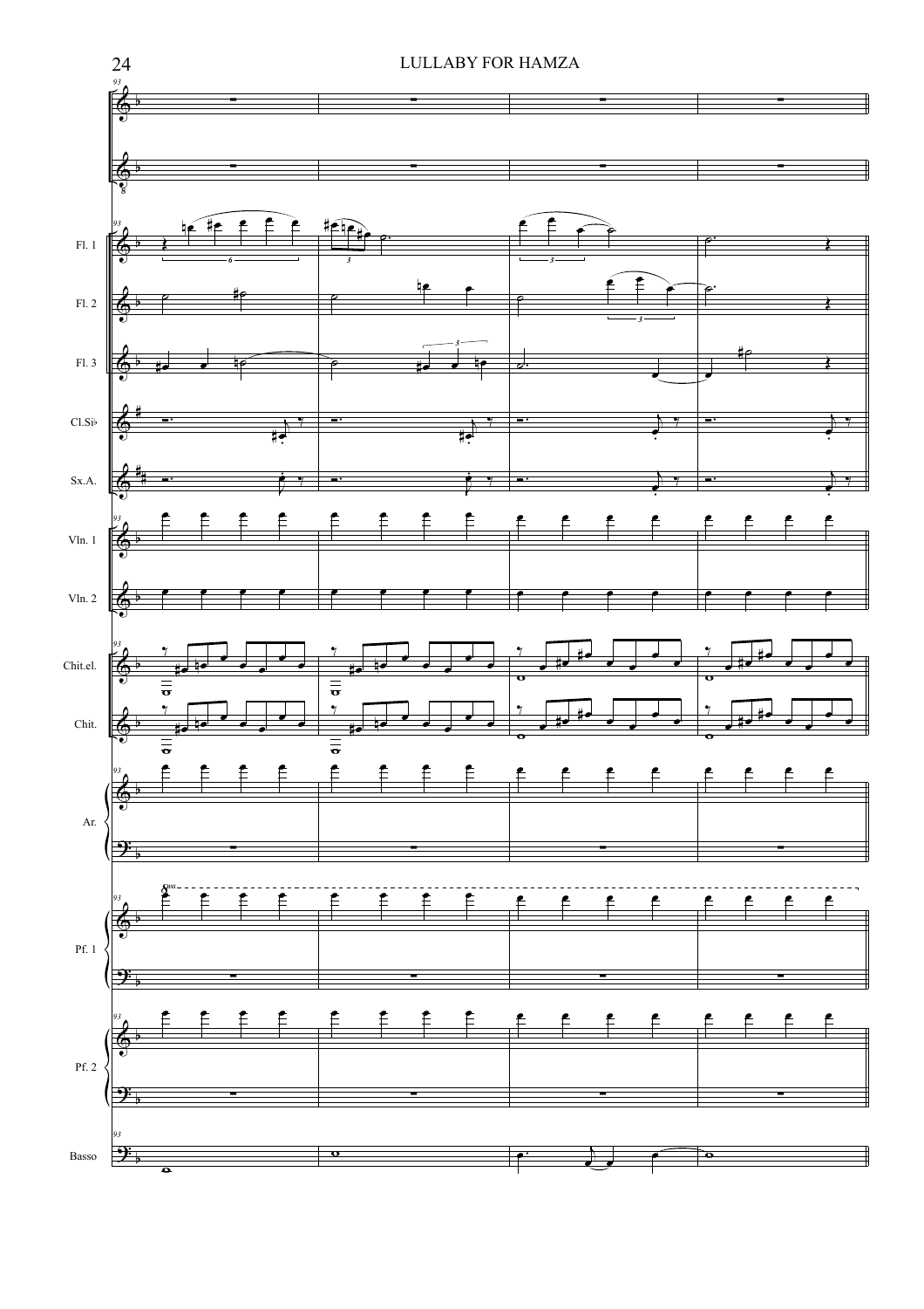93

Fl. 1

Fl. 2

Fl. 3

Cl.Si♭

Sx.A.

Vln. 1

Vln. 2

Chit.el.

Chit.

Ar.

8va

Pf. 1

Pf. 2

Basso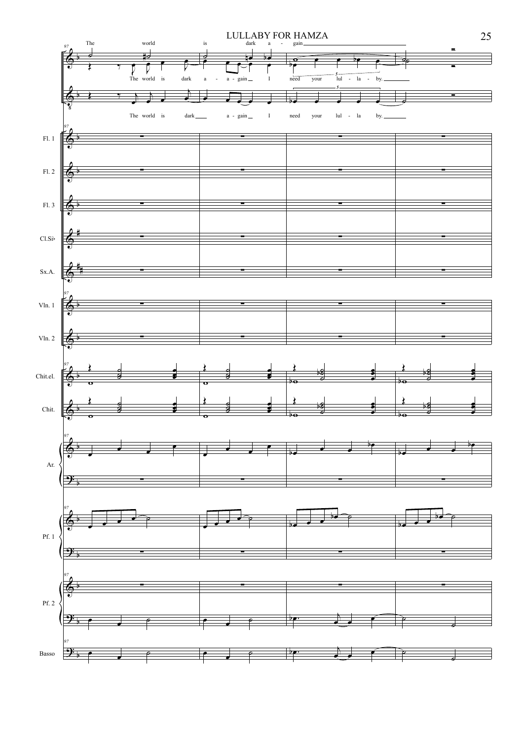# LULLABY FOR HAMZA

97

The world is dark a - gain

The world is dark a - a - gain I need your lul - la - by.

The world is dark a - gain I need your lul - la by.

Fl. 1

Fl. 2

Fl. 3

Cl.Si♭

Sx.A.

Vln. 1

Vln. 2

Chit.el.

Chit.

Ar.

Pf. 1

Pf. 2

Basso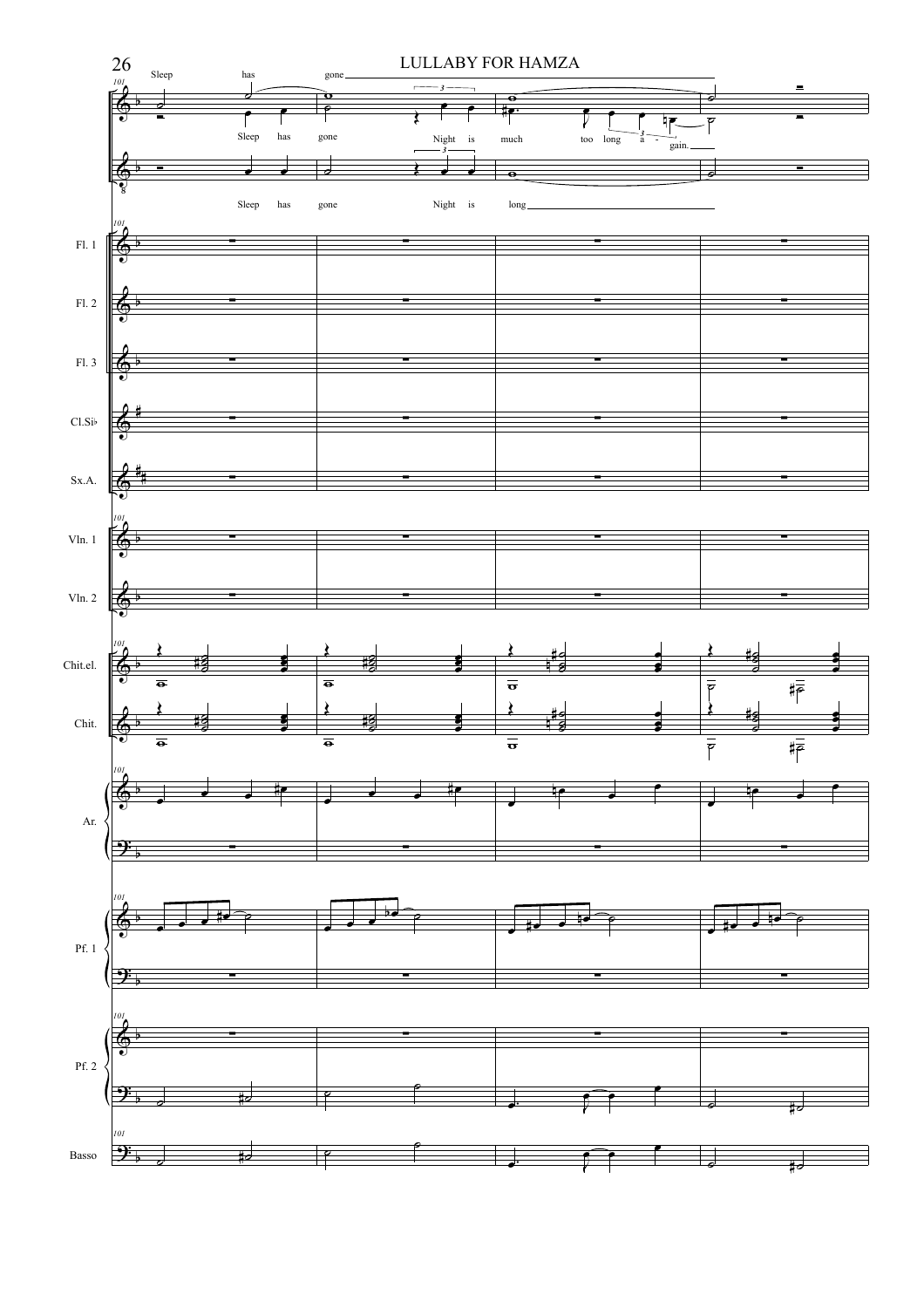LULLABY FOR HAMZA

Sleep has gone

Sleep has gone Night is much too long a - gain.

Sleep has gone Night is long

Fl. 1

Fl. 2

Fl. 3

Cl.Si♭

Sx.A.

Vln. 1

Vln. 2

Chit.el.

Chit.

Ar.

Pf. 1

Pf. 2

Basso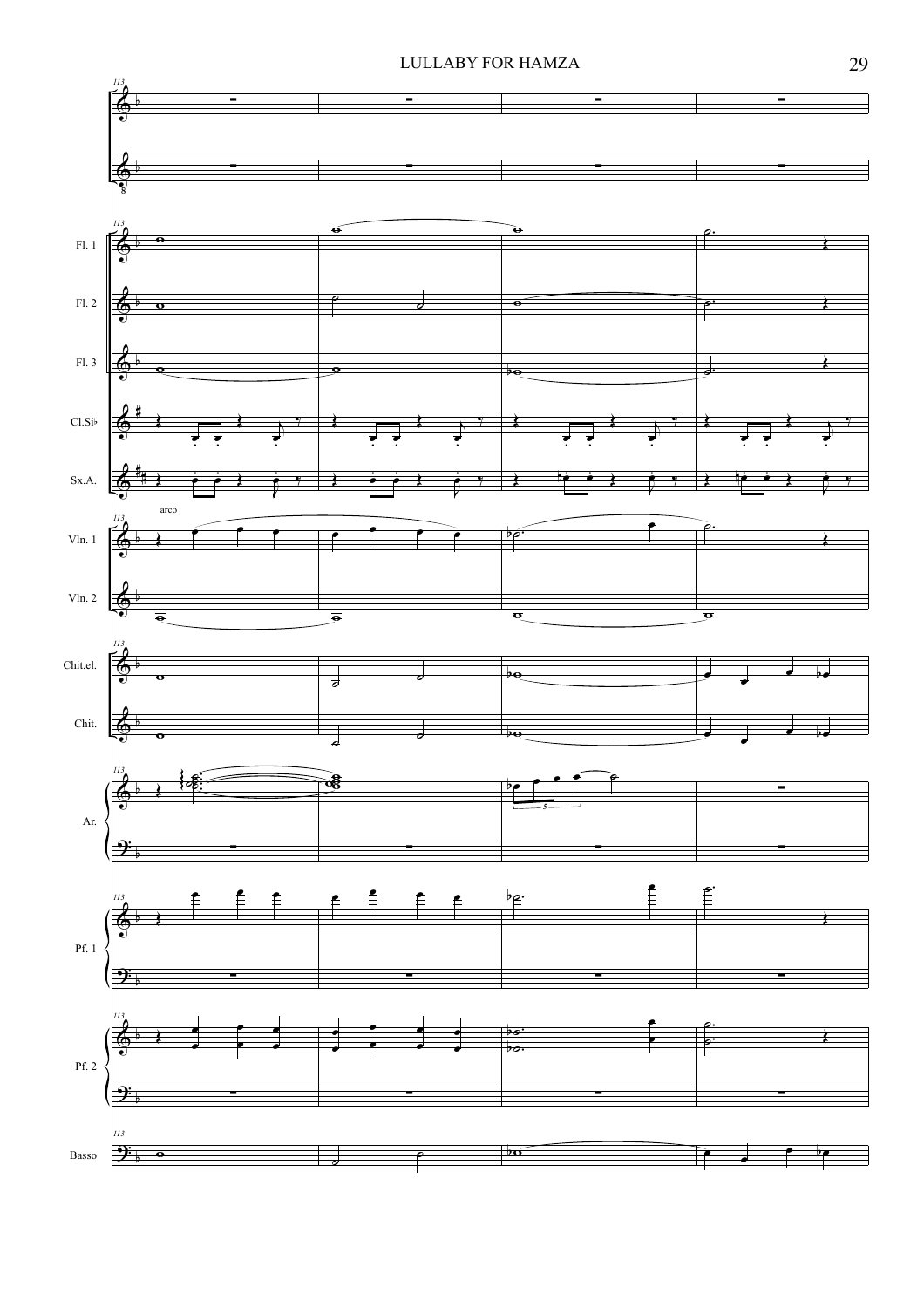113

Fl. 1

Fl. 2

Fl. 3

Cl.Si♭

Sx.A.

arco

Vln. 1

Vln. 2

Chit.el.

Chit.

Ar.

5

Pf. 1

Pf. 2

Basso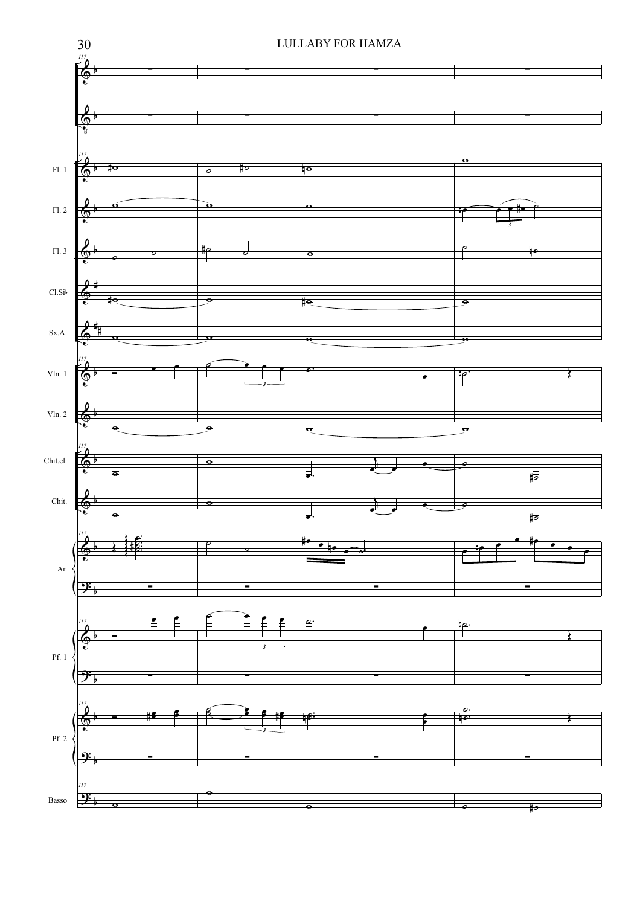Fl. 1

Fl. 2

Fl. 3

Cl.Si♭

Sx.A.

Vln. 1

Vln. 2

Chit.el.

Chit.

Ar.

Pf. 1

Pf. 2

Basso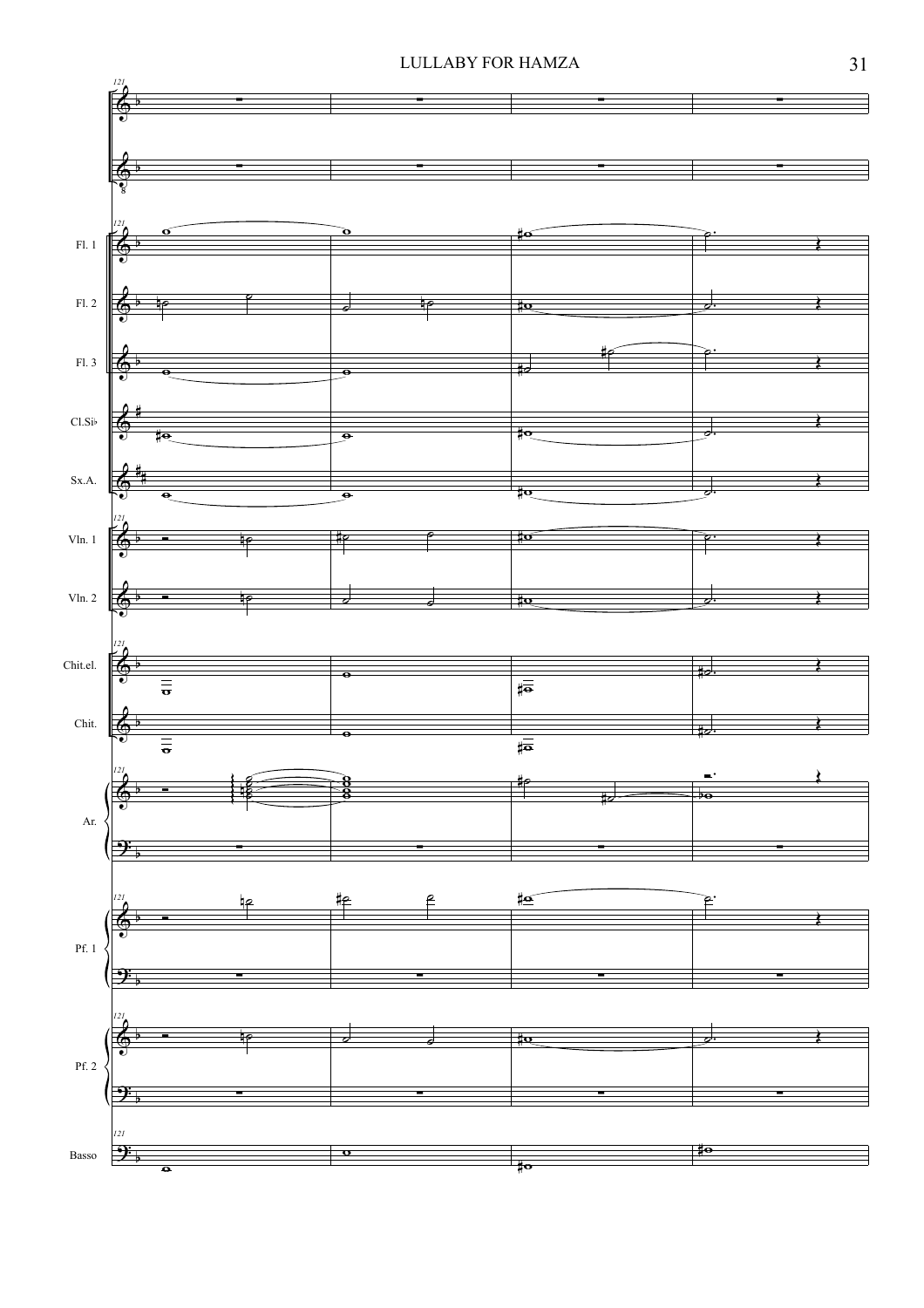Fl. 1

Fl. 2

Fl. 3

Cl.Si♭

Sx.A.

Vln. 1

Vln. 2

Chit.el.

Chit.

Ar.

Pf. 1

Pf. 2

Basso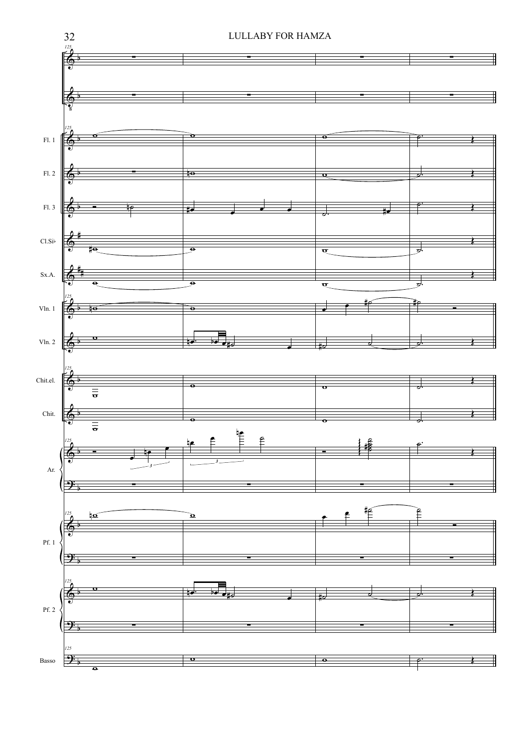125

Fl. 1

Fl. 2

Fl. 3

Cl.Si♭

Sx.A.

Vln. 1

Vln. 2

Chit.el.

Chit.

Ar.

Pf. 1

Pf. 2

Basso